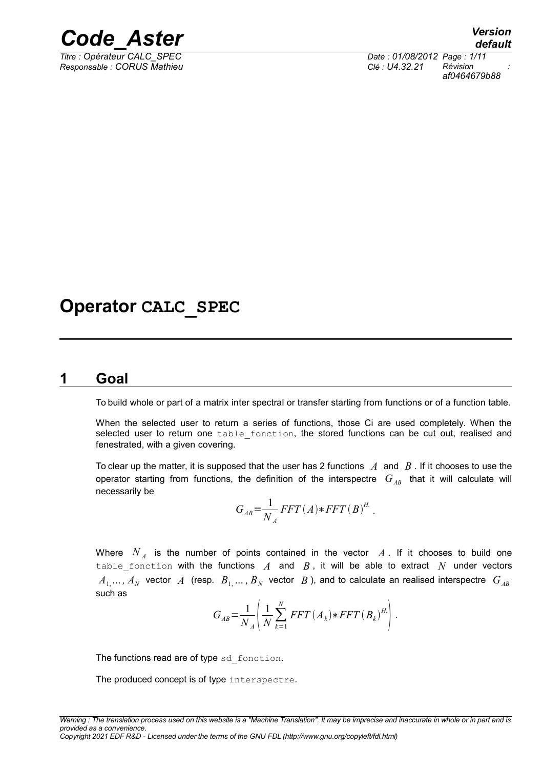# Operator CALC_SPEC

## 1 Goal

To build whole or part of a matrix inter spectral or transfer starting from functions or of a function table.

When the selected user to return a series of functions, those Ci are used completely. When the selected user to return one table_fonction, the stored functions can be cut out, realised and fenestrated, with a given covering.

To clear up the matter, it is supposed that the user has 2 functions $A$ and $B$. If it chooses to use the operator starting from functions, the definition of the interspectre $G_{AB}$ that it will calculate will necessarily be

$$G_{AB} = \frac{1}{N_A} FFT(A) * FFT(B)^{H.}.$$

Where $N_A$ is the number of points contained in the vector $A$. If it chooses to build one table_fonction with the functions $A$ and $B$, it will be able to extract $N$ under vectors $A_1, \ldots, A_N$ vector $A$ (resp. $B_1, \ldots, B_N$ vector $B$), and to calculate an realised interspectre $G_{AB}$ such as

$$G_{AB} = \frac{1}{N_A} \left( \frac{1}{N} \sum_{k=1}^{N} FFT(A_k) * FFT(B_k)^{H.} \right).$$

The functions read are of type sd_fonction.

The produced concept is of type interspectre.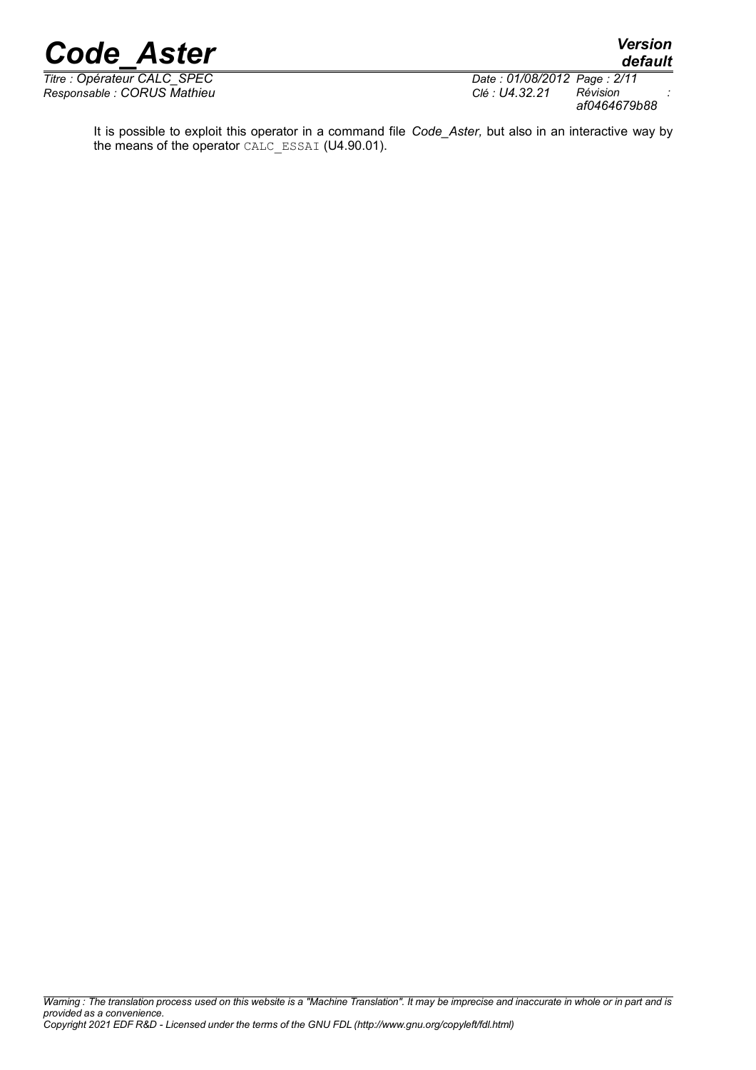It is possible to exploit this operator in a command file *Code_Aster,* but also in an interactive way by the means of the operator CALC_ESSAI (U4.90.01).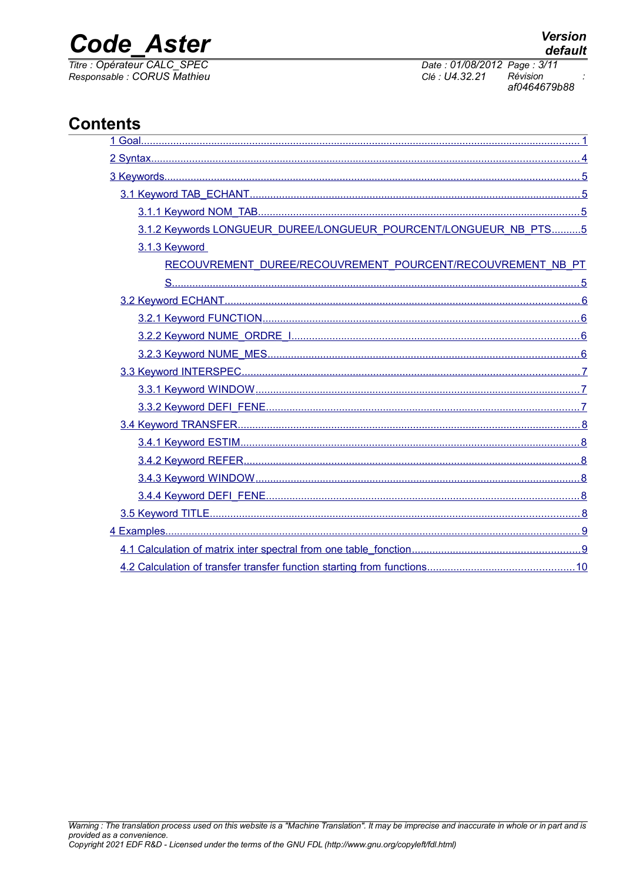# Contents

1 Goal......................................................................................................................................1

2 Syntax....................................................................................................................................4

3 Keywords................................................................................................................................5

3.1 Keyword TAB_ECHANT......................................................................................................5

3.1.1 Keyword NOM_TAB.....................................................................................................5

3.1.2 Keywords LONGUEUR_DUREE/LONGUEUR_POURCENT/LONGUEUR_NB_PTS..........5

3.1.3 Keyword RECOUVREMENT_DUREE/RECOUVREMENT_POURCENT/RECOUVREMENT_NB_PTS..........................................................................................................................5

3.2 Keyword ECHANT...............................................................................................................6

3.2.1 Keyword FUNCTION.....................................................................................................6

3.2.2 Keyword NUME_ORDRE_I...........................................................................................6

3.2.3 Keyword NUME_MES....................................................................................................6

3.3 Keyword INTERSPEC.........................................................................................................7

3.3.1 Keyword WINDOW........................................................................................................7

3.3.2 Keyword DEFI_FENE....................................................................................................7

3.4 Keyword TRANSFER..........................................................................................................8

3.4.1 Keyword ESTIM.............................................................................................................8

3.4.2 Keyword REFER............................................................................................................8

3.4.3 Keyword WINDOW........................................................................................................8

3.4.4 Keyword DEFI_FENE....................................................................................................8

3.5 Keyword TITLE....................................................................................................................8

4 Examples.................................................................................................................................9

4.1 Calculation of matrix inter spectral from one table_fonction.............................................9

4.2 Calculation of transfer transfer function starting from functions.....................................10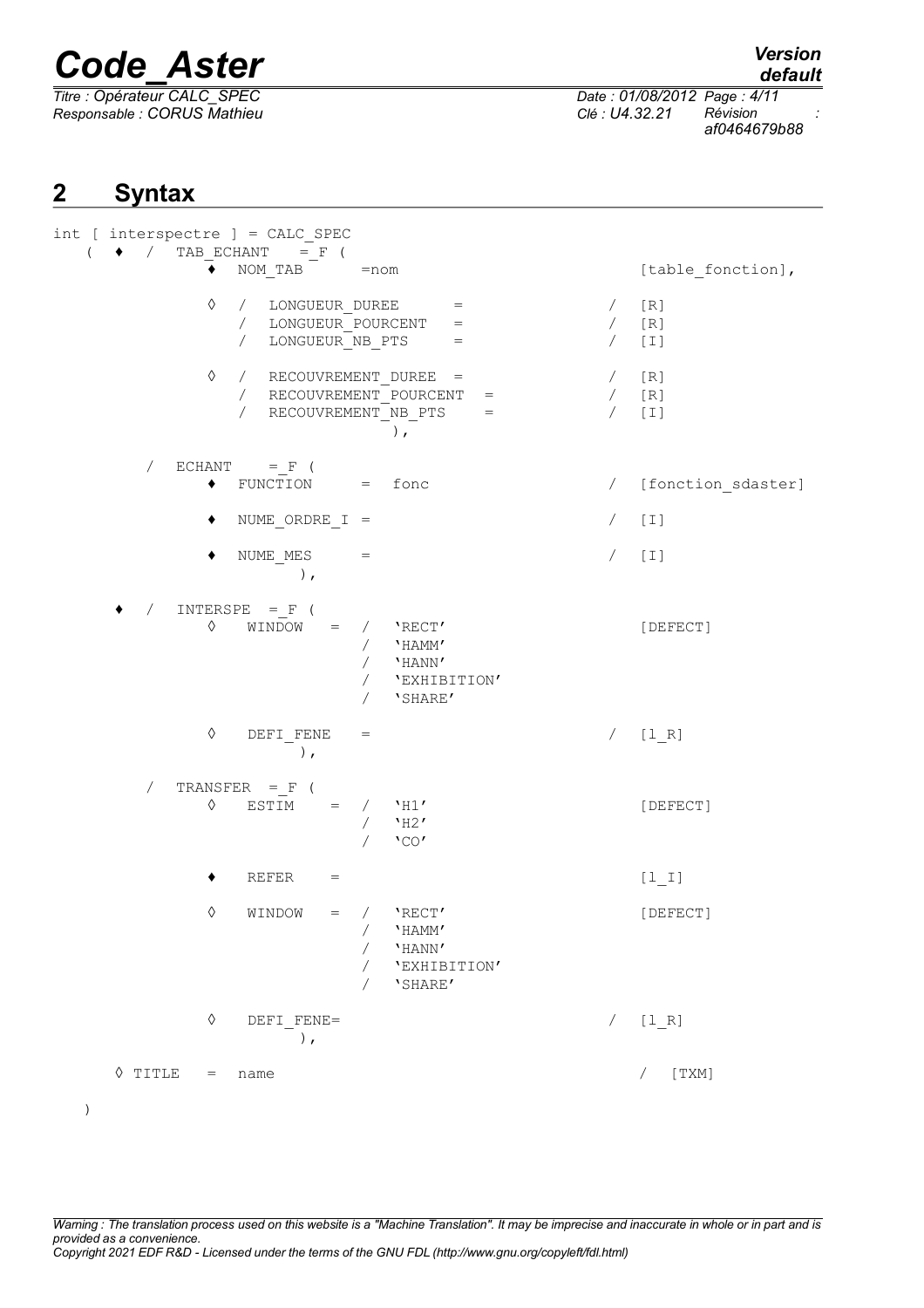## 2 Syntax

```
int [ interspectre ] = CALC_SPEC
   (  ♦  /  TAB_ECHANT    = _F (
               ♦  NOM_TAB       =nom                              [table_fonction],

               ◊  /  LONGUEUR_DUREE       =                    /  [R]
                  /  LONGUEUR_POURCENT    =                    /  [R]
                  /  LONGUEUR_NB_PTS      =                    /  [I]

               ◊  /  RECOUVREMENT_DUREE  =                     /  [R]
                  /  RECOUVREMENT_POURCENT   =                 /  [R]
                  /  RECOUVREMENT_NB_PTS     =                 /  [I]
                                      ),

         /  ECHANT    = _F (
               ♦  FUNCTION      =  fonc                        /  [fonction_sdaster]

               ♦  NUME_ORDRE_I =                               /  [I]

               ♦  NUME_MES      =                              /  [I]
                        ),

      ♦  /  INTERSPE  = _F (
               ◊   WINDOW   =  /  'RECT'                          [DEFECT]
                               /  'HAMM'
                               /  'HANN'
                               /  'EXHIBITION'
                               /  'SHARE'

               ◊   DEFI_FENE   =                               /  [l_R]
                        ),

         /  TRANSFER  = _F (
               ◊   ESTIM    =  /  'H1'                            [DEFECT]
                               /  'H2'
                               /  'CO'

               ♦   REFER    =                                     [l_I]

               ◊   WINDOW   =  /  'RECT'                          [DEFECT]
                               /  'HAMM'
                               /  'HANN'
                               /  'EXHIBITION'
                               /  'SHARE'

               ◊   DEFI_FENE=                                  /  [l_R]
                        ),

      ◊ TITLE   =  name                                          /  [TXM]
   )
```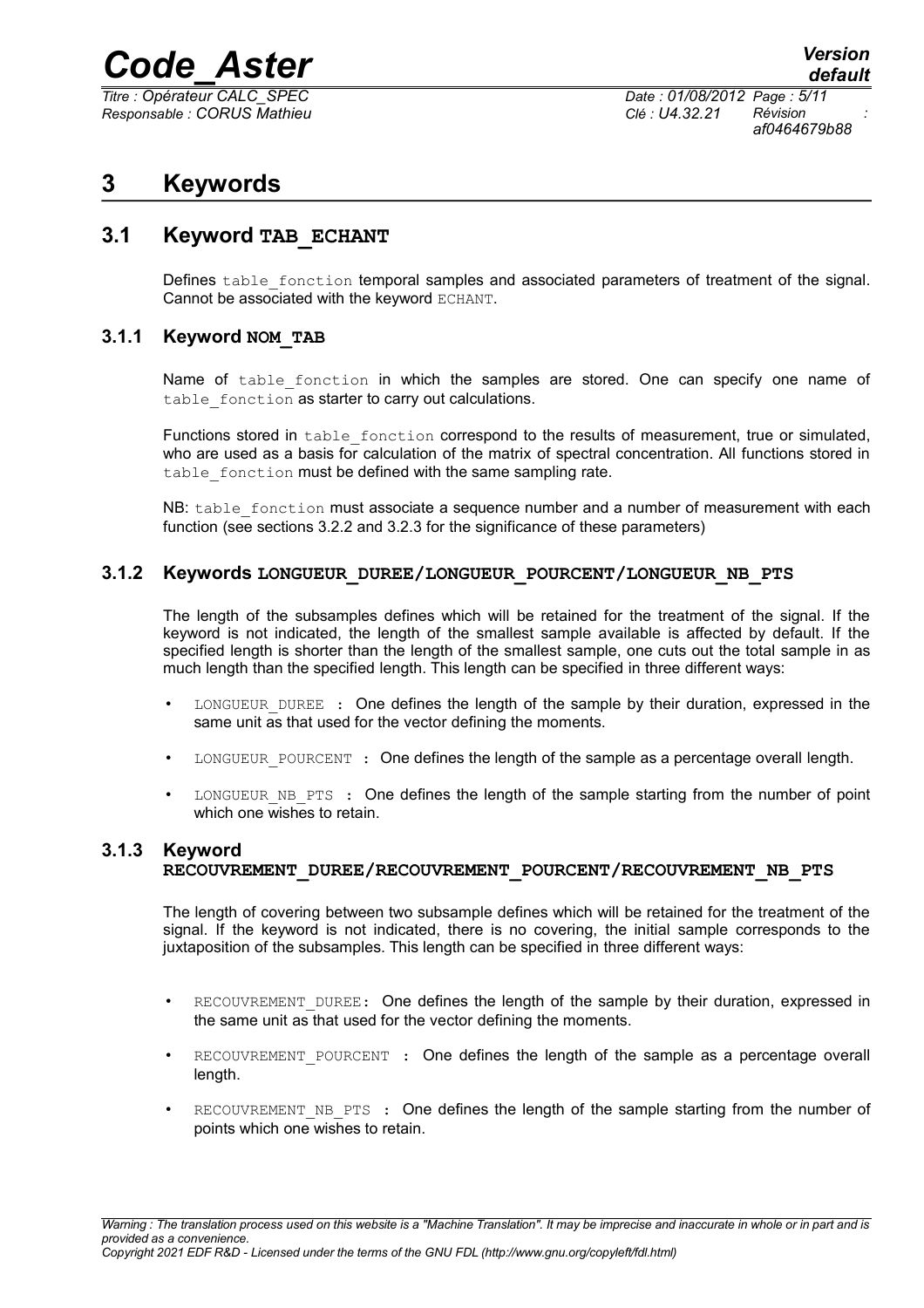# 3 Keywords

## 3.1 Keyword TAB_ECHANT

Defines table_fonction temporal samples and associated parameters of treatment of the signal. Cannot be associated with the keyword ECHANT.

### 3.1.1 Keyword NOM_TAB

Name of table_fonction in which the samples are stored. One can specify one name of table_fonction as starter to carry out calculations.

Functions stored in table_fonction correspond to the results of measurement, true or simulated, who are used as a basis for calculation of the matrix of spectral concentration. All functions stored in table_fonction must be defined with the same sampling rate.

NB: table_fonction must associate a sequence number and a number of measurement with each function (see sections 3.2.2 and 3.2.3 for the significance of these parameters)

### 3.1.2 Keywords LONGUEUR_DUREE/LONGUEUR_POURCENT/LONGUEUR_NB_PTS

The length of the subsamples defines which will be retained for the treatment of the signal. If the keyword is not indicated, the length of the smallest sample available is affected by default. If the specified length is shorter than the length of the smallest sample, one cuts out the total sample in as much length than the specified length. This length can be specified in three different ways:

- LONGUEUR_DUREE : One defines the length of the sample by their duration, expressed in the same unit as that used for the vector defining the moments.
- LONGUEUR_POURCENT : One defines the length of the sample as a percentage overall length.
- LONGUEUR_NB_PTS : One defines the length of the sample starting from the number of point which one wishes to retain.

### 3.1.3 Keyword RECOUVREMENT_DUREE/RECOUVREMENT_POURCENT/RECOUVREMENT_NB_PTS

The length of covering between two subsample defines which will be retained for the treatment of the signal. If the keyword is not indicated, there is no covering, the initial sample corresponds to the juxtaposition of the subsamples. This length can be specified in three different ways:

- RECOUVREMENT_DUREE: One defines the length of the sample by their duration, expressed in the same unit as that used for the vector defining the moments.
- RECOUVREMENT_POURCENT : One defines the length of the sample as a percentage overall length.
- RECOUVREMENT_NB_PTS : One defines the length of the sample starting from the number of points which one wishes to retain.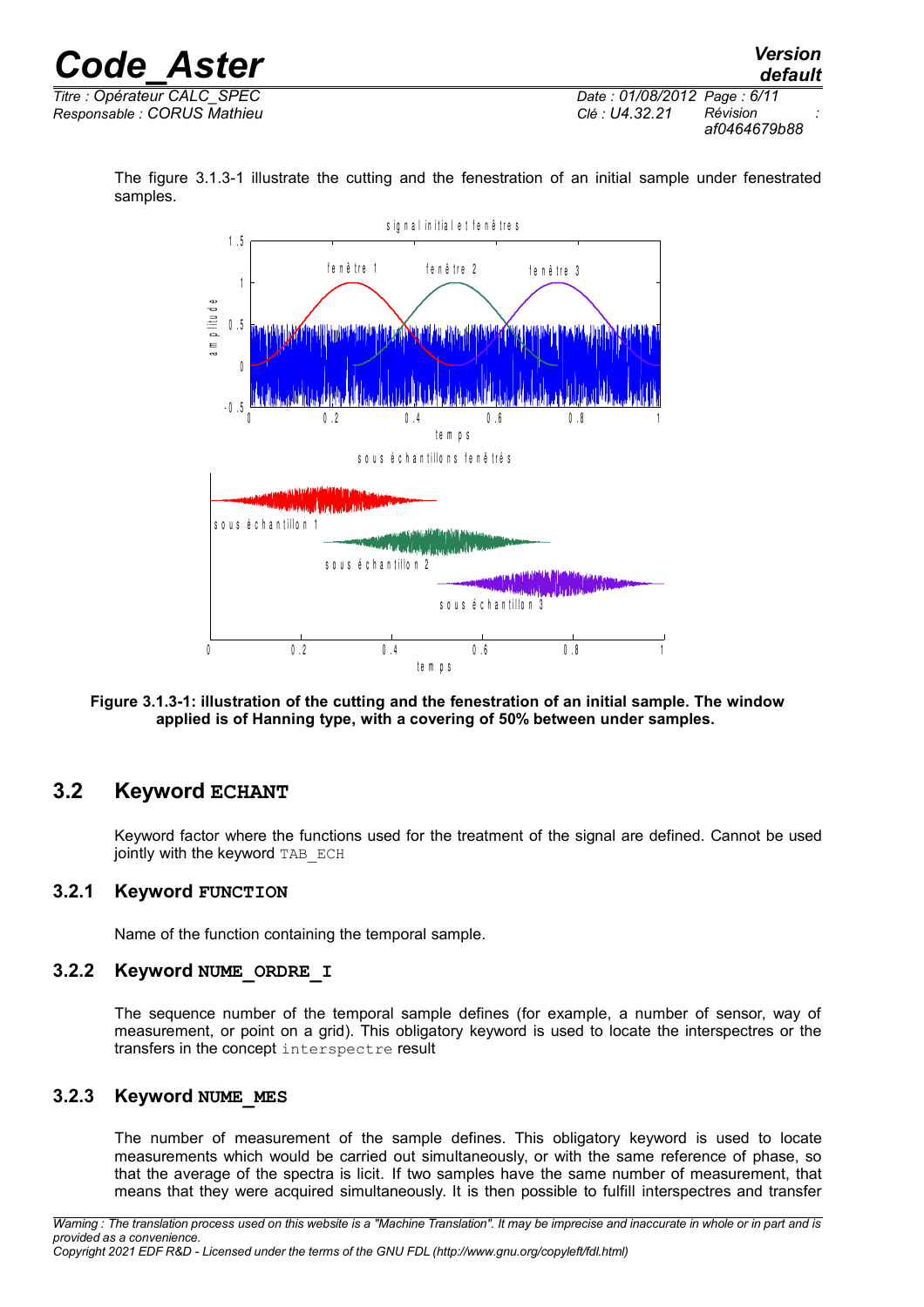The figure 3.1.3-1 illustrate the cutting and the fenestration of an initial sample under fenestrated samples.

**Figure 3.1.3-1: illustration of the cutting and the fenestration of an initial sample. The window applied is of Hanning type, with a covering of 50% between under samples.**

## 3.2 Keyword ECHANT

Keyword factor where the functions used for the treatment of the signal are defined. Cannot be used jointly with the keyword `TAB_ECH`

### 3.2.1 Keyword FUNCTION

Name of the function containing the temporal sample.

### 3.2.2 Keyword NUME_ORDRE_I

The sequence number of the temporal sample defines (for example, a number of sensor, way of measurement, or point on a grid). This obligatory keyword is used to locate the interspectres or the transfers in the concept `interspectre` result

### 3.2.3 Keyword NUME_MES

The number of measurement of the sample defines. This obligatory keyword is used to locate measurements which would be carried out simultaneously, or with the same reference of phase, so that the average of the spectra is licit. If two samples have the same number of measurement, that means that they were acquired simultaneously. It is then possible to fulfill interspectres and transfer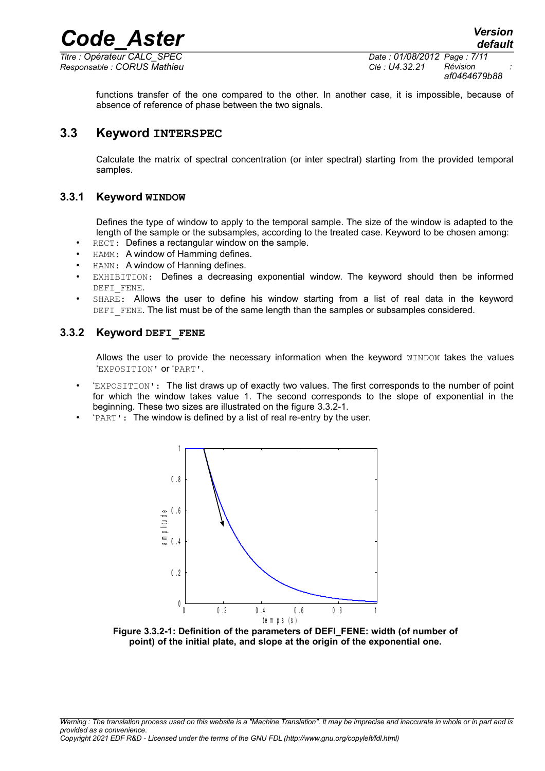functions transfer of the one compared to the other. In another case, it is impossible, because of absence of reference of phase between the two signals.

## 3.3 Keyword INTERSPEC

Calculate the matrix of spectral concentration (or inter spectral) starting from the provided temporal samples.

### 3.3.1 Keyword WINDOW

Defines the type of window to apply to the temporal sample. The size of the window is adapted to the length of the sample or the subsamples, according to the treated case. Keyword to be chosen among:

- RECT: Defines a rectangular window on the sample.
- HAMM: A window of Hamming defines.
- HANN: A window of Hanning defines.
- EXHIBITION: Defines a decreasing exponential window. The keyword should then be informed DEFI_FENE.
- SHARE: Allows the user to define his window starting from a list of real data in the keyword DEFI_FENE. The list must be of the same length than the samples or subsamples considered.

### 3.3.2 Keyword DEFI_FENE

Allows the user to provide the necessary information when the keyword WINDOW takes the values 'EXPOSITION' or 'PART'.

- 'EXPOSITION': The list draws up of exactly two values. The first corresponds to the number of point for which the window takes value 1. The second corresponds to the slope of exponential in the beginning. These two sizes are illustrated on the figure 3.3.2-1.
- 'PART': The window is defined by a list of real re-entry by the user.

**Figure 3.3.2-1: Definition of the parameters of DEFI_FENE: width (of number of point) of the initial plate, and slope at the origin of the exponential one.**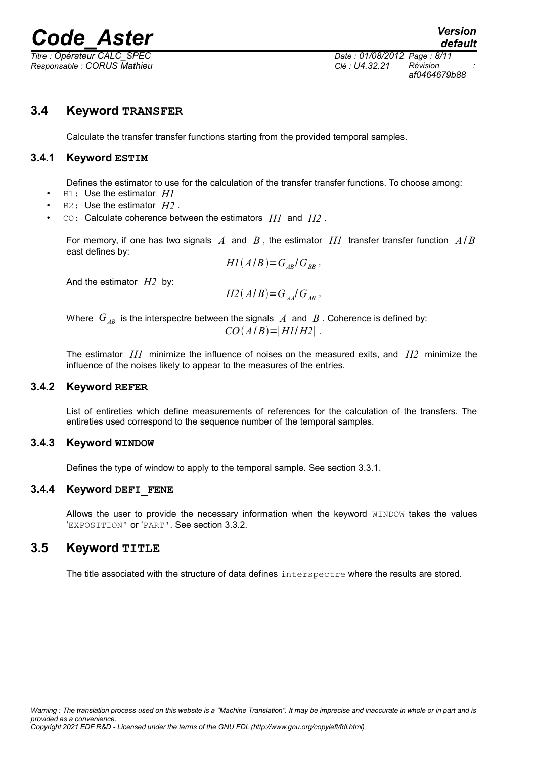## 3.4 Keyword TRANSFER

Calculate the transfer transfer functions starting from the provided temporal samples.

### 3.4.1 Keyword ESTIM

Defines the estimator to use for the calculation of the transfer transfer functions. To choose among:

- `H1`: Use the estimator $H1$
- `H2`: Use the estimator $H2$ .
- `CO`: Calculate coherence between the estimators $H1$ and $H2$ .

For memory, if one has two signals $A$ and $B$ , the estimator $H1$ transfer transfer function $A/B$ east defines by:

$$H1(A/B) = G_{AB}/G_{BB} ,$$

And the estimator $H2$ by:

$$H2(A/B) = G_{AA}/G_{AB} ,$$

Where $G_{AB}$ is the interspectre between the signals $A$ and $B$ . Coherence is defined by:

$$CO(A/B) = |H1/H2| .$$

The estimator $H1$ minimize the influence of noises on the measured exits, and $H2$ minimize the influence of the noises likely to appear to the measures of the entries.

### 3.4.2 Keyword REFER

List of entireties which define measurements of references for the calculation of the transfers. The entireties used correspond to the sequence number of the temporal samples.

### 3.4.3 Keyword WINDOW

Defines the type of window to apply to the temporal sample. See section 3.3.1.

### 3.4.4 Keyword DEFI_FENE

Allows the user to provide the necessary information when the keyword `WINDOW` takes the values '`EXPOSITION`' or '`PART`'. See section 3.3.2.

## 3.5 Keyword TITLE

The title associated with the structure of data defines `interspectre` where the results are stored.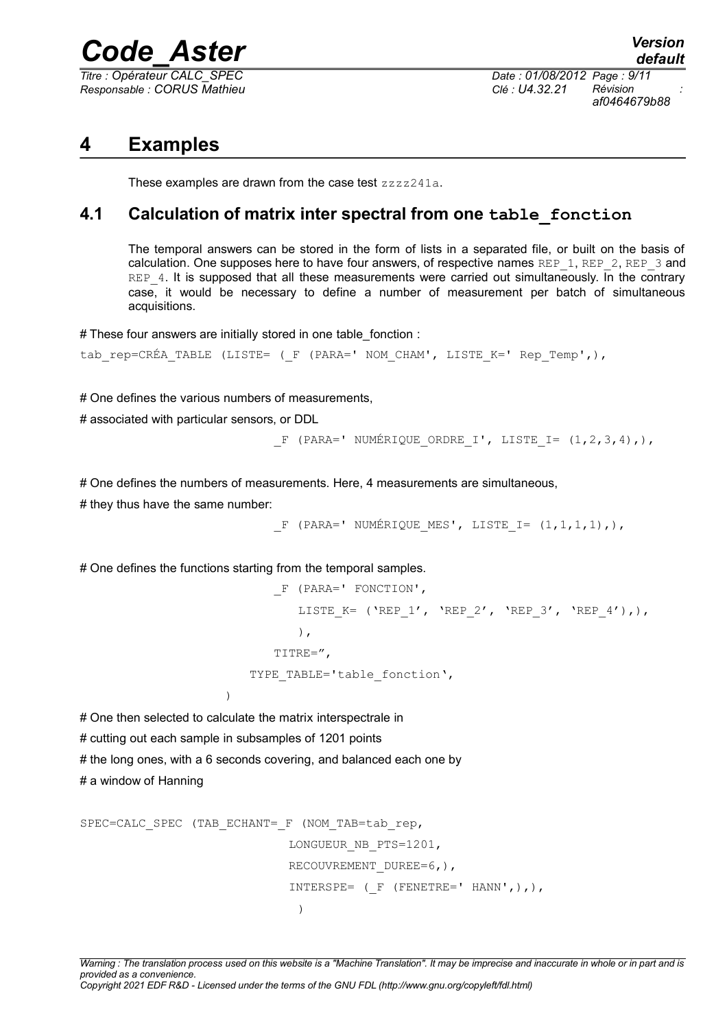# 4 Examples

These examples are drawn from the case test zzzz241a.

## 4.1 Calculation of matrix inter spectral from one table_fonction

The temporal answers can be stored in the form of lists in a separated file, or built on the basis of calculation. One supposes here to have four answers, of respective names REP_1, REP_2, REP_3 and REP_4. It is supposed that all these measurements were carried out simultaneously. In the contrary case, it would be necessary to define a number of measurement per batch of simultaneous acquisitions.

```
# These four answers are initially stored in one table_fonction :

tab_rep=CRÉA_TABLE (LISTE= (_F (PARA=' NOM_CHAM', LISTE_K=' Rep_Temp',),

# One defines the various numbers of measurements,
# associated with particular sensors, or DDL

                            _F (PARA=' NUMÉRIQUE_ORDRE_I', LISTE_I= (1,2,3,4),),

# One defines the numbers of measurements. Here, 4 measurements are simultaneous,
# they thus have the same number:

                            _F (PARA=' NUMÉRIQUE_MES', LISTE_I= (1,1,1,1),),

# One defines the functions starting from the temporal samples.

                            _F (PARA=' FONCTION',
                               LISTE_K= ('REP_1', 'REP_2', 'REP_3', 'REP_4'),),
                               ),
                            TITRE=",
                         TYPE_TABLE='table_fonction',
                    )

# One then selected to calculate the matrix interspectrale in
# cutting out each sample in subsamples of 1201 points
# the long ones, with a 6 seconds covering, and balanced each one by
# a window of Hanning

SPEC=CALC_SPEC (TAB_ECHANT=_F (NOM_TAB=tab_rep,
                              LONGUEUR_NB_PTS=1201,
                              RECOUVREMENT_DUREE=6,),
                              INTERSPE= (_F (FENETRE=' HANN',),),
                               )
```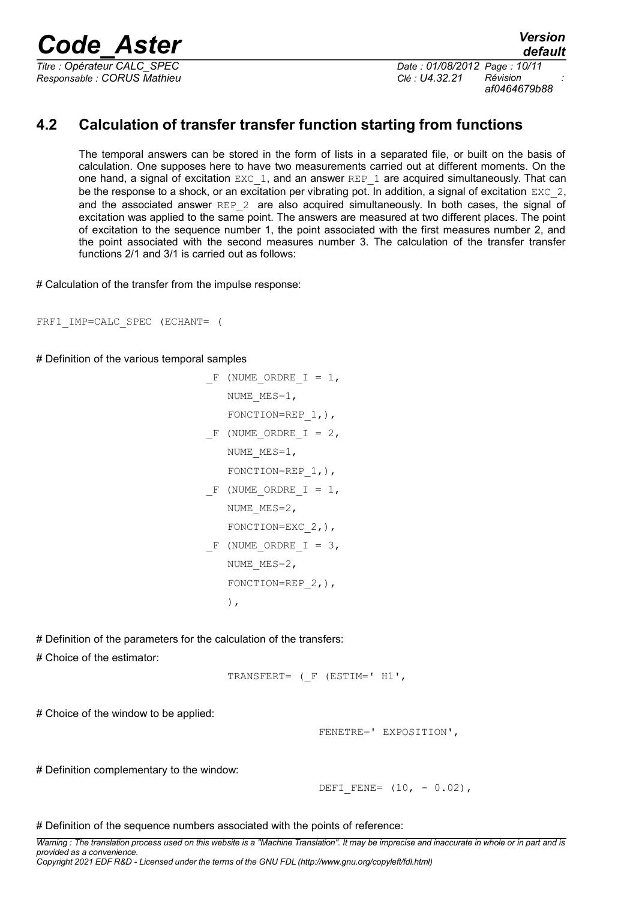## 4.2 Calculation of transfer transfer function starting from functions

The temporal answers can be stored in the form of lists in a separated file, or built on the basis of calculation. One supposes here to have two measurements carried out at different moments. On the one hand, a signal of excitation EXC_1, and an answer REP_1 are acquired simultaneously. That can be the response to a shock, or an excitation per vibrating pot. In addition, a signal of excitation EXC_2, and the associated answer REP_2 are also acquired simultaneously. In both cases, the signal of excitation was applied to the same point. The answers are measured at two different places. The point of excitation to the sequence number 1, the point associated with the first measures number 2, and the point associated with the second measures number 3. The calculation of the transfer transfer functions 2/1 and 3/1 is carried out as follows:

# Calculation of the transfer from the impulse response:

```
FRF1_IMP=CALC_SPEC (ECHANT= (
```

# Definition of the various temporal samples

```
                    _F (NUME_ORDRE_I = 1,
                       NUME_MES=1,
                       FONCTION=REP_1,),
                    _F (NUME_ORDRE_I = 2,
                       NUME_MES=1,
                       FONCTION=REP_1,),
                    _F (NUME_ORDRE_I = 1,
                       NUME_MES=2,
                       FONCTION=EXC_2,),
                    _F (NUME_ORDRE_I = 3,
                       NUME_MES=2,
                       FONCTION=REP_2,),
                       ),
```

# Definition of the parameters for the calculation of the transfers:

# Choice of the estimator:

```
                    TRANSFERT= (_F (ESTIM=' H1',
```

# Choice of the window to be applied:

```
                              FENETRE=' EXPOSITION',
```

# Definition complementary to the window:

```
                              DEFI_FENE= (10, - 0.02),
```

# Definition of the sequence numbers associated with the points of reference: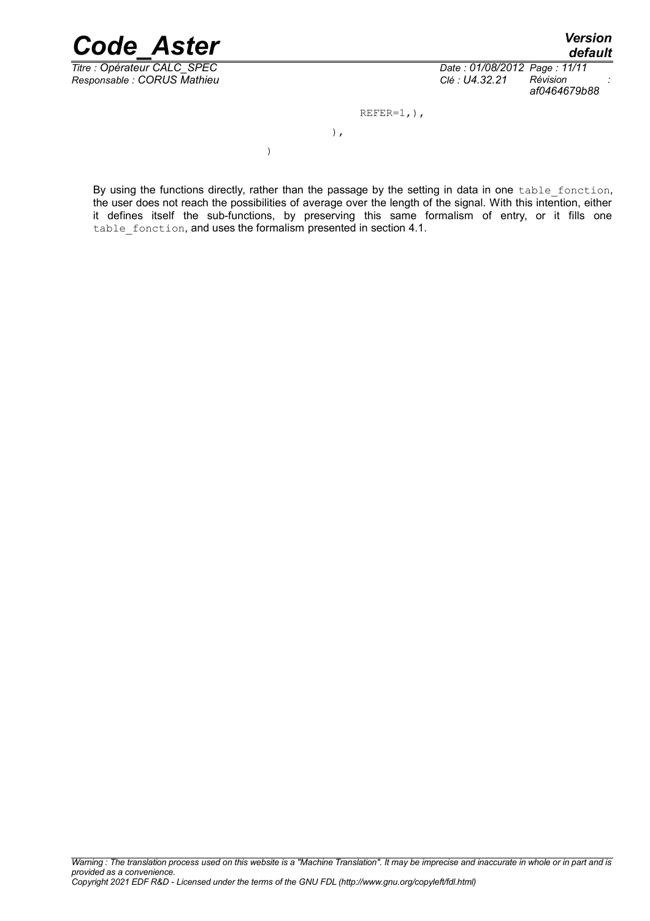```
                              REFER=1,),
                         ),
               )
```

By using the functions directly, rather than the passage by the setting in data in one `table_fonction`, the user does not reach the possibilities of average over the length of the signal. With this intention, either it defines itself the sub-functions, by preserving this same formalism of entry, or it fills one `table_fonction`, and uses the formalism presented in section 4.1.